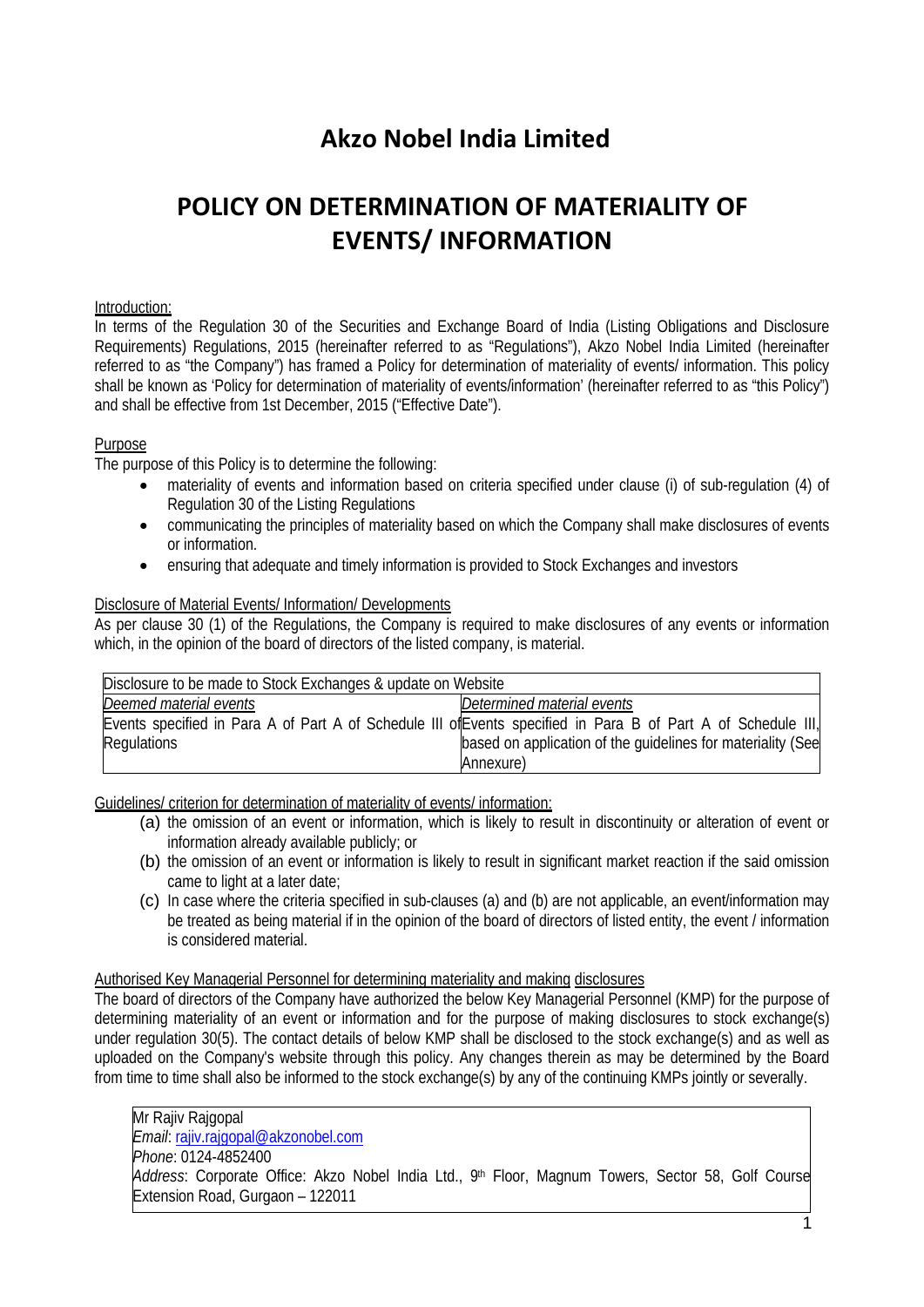# Akzo Nobel India Limited

# POLICY ON DETERMINATION OF MATERIALITY OF EVENTS/ INFORMATION

Introduction:

In terms of the Regulation 30 of the Securities and Exchange Board of India (Listing Obligations and Disclosure Requirements) Regulations, 2015 (hereinafter referred to as "Regulations"), Akzo Nobel India Limited (hereinafter referred to as "the Company") has framed a Policy for determination of materiality of events/ information. This policy shall be known as 'Policy for determination of materiality of events/information' (hereinafter referred to as "this Policy") and shall be effective from 1st December, 2015 ("Effective Date").

Purpose

The purpose of this Policy is to determine the following:

- materiality of events and information based on criteria specified under clause (i) of sub-regulation (4) of Regulation 30 of the Listing Regulations
- communicating the principles of materiality based on which the Company shall make disclosures of events or information.
- ensuring that adequate and timely information is provided to Stock Exchanges and investors

Disclosure of Material Events/ Information/ Developments

As per clause 30 (1) of the Regulations, the Company is required to make disclosures of any events or information which, in the opinion of the board of directors of the listed company, is material.

| Disclosure to be made to Stock Exchanges & update on Website | |
|---|---|
| *Deemed material events* | *Determined material events* |
| Events specified in Para A of Part A of Schedule III of Regulations | Events specified in Para B of Part A of Schedule III, based on application of the guidelines for materiality (See Annexure) |

Guidelines/ criterion for determination of materiality of events/ information:

(a) the omission of an event or information, which is likely to result in discontinuity or alteration of event or information already available publicly; or

(b) the omission of an event or information is likely to result in significant market reaction if the said omission came to light at a later date;

(c) In case where the criteria specified in sub-clauses (a) and (b) are not applicable, an event/information may be treated as being material if in the opinion of the board of directors of listed entity, the event / information is considered material.

Authorised Key Managerial Personnel for determining materiality and making disclosures

The board of directors of the Company have authorized the below Key Managerial Personnel (KMP) for the purpose of determining materiality of an event or information and for the purpose of making disclosures to stock exchange(s) under regulation 30(5). The contact details of below KMP shall be disclosed to the stock exchange(s) and as well as uploaded on the Company's website through this policy. Any changes therein as may be determined by the Board from time to time shall also be informed to the stock exchange(s) by any of the continuing KMPs jointly or severally.

Mr Rajiv Rajgopal
*Email*: rajiv.rajgopal@akzonobel.com
*Phone*: 0124-4852400
*Address*: Corporate Office: Akzo Nobel India Ltd., 9th Floor, Magnum Towers, Sector 58, Golf Course Extension Road, Gurgaon – 122011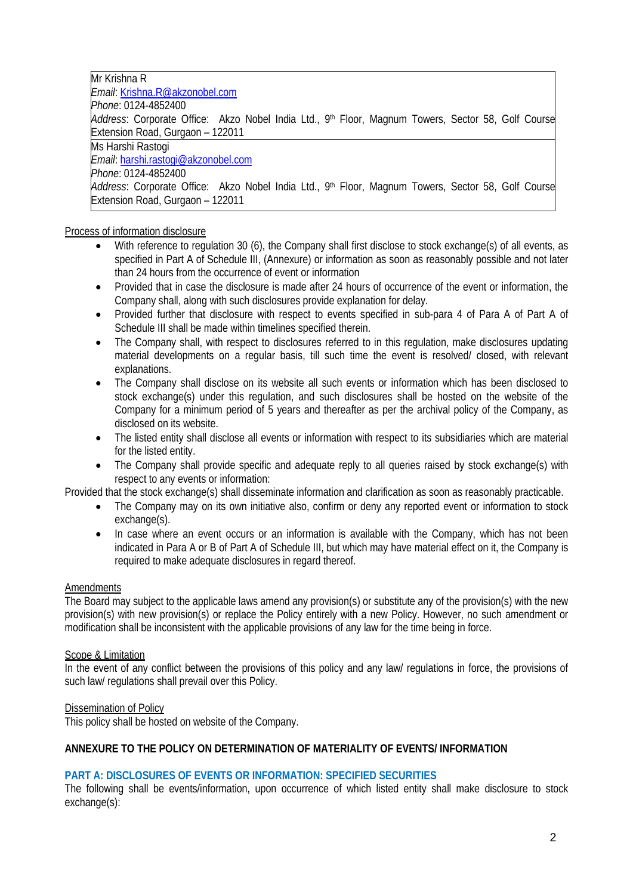| |
|---|
| Mr Krishna R<br>*Email*: Krishna.R@akzonobel.com<br>*Phone*: 0124-4852400<br>*Address*: Corporate Office: Akzo Nobel India Ltd., 9th Floor, Magnum Towers, Sector 58, Golf Course Extension Road, Gurgaon – 122011 |
| Ms Harshi Rastogi<br>*Email*: harshi.rastogi@akzonobel.com<br>*Phone*: 0124-4852400<br>*Address*: Corporate Office: Akzo Nobel India Ltd., 9th Floor, Magnum Towers, Sector 58, Golf Course Extension Road, Gurgaon – 122011 |

<u>Process of information disclosure</u>

- With reference to regulation 30 (6), the Company shall first disclose to stock exchange(s) of all events, as specified in Part A of Schedule III, (Annexure) or information as soon as reasonably possible and not later than 24 hours from the occurrence of event or information
- Provided that in case the disclosure is made after 24 hours of occurrence of the event or information, the Company shall, along with such disclosures provide explanation for delay.
- Provided further that disclosure with respect to events specified in sub-para 4 of Para A of Part A of Schedule III shall be made within timelines specified therein.
- The Company shall, with respect to disclosures referred to in this regulation, make disclosures updating material developments on a regular basis, till such time the event is resolved/ closed, with relevant explanations.
- The Company shall disclose on its website all such events or information which has been disclosed to stock exchange(s) under this regulation, and such disclosures shall be hosted on the website of the Company for a minimum period of 5 years and thereafter as per the archival policy of the Company, as disclosed on its website.
- The listed entity shall disclose all events or information with respect to its subsidiaries which are material for the listed entity.
- The Company shall provide specific and adequate reply to all queries raised by stock exchange(s) with respect to any events or information:

Provided that the stock exchange(s) shall disseminate information and clarification as soon as reasonably practicable.

- The Company may on its own initiative also, confirm or deny any reported event or information to stock exchange(s).
- In case where an event occurs or an information is available with the Company, which has not been indicated in Para A or B of Part A of Schedule III, but which may have material effect on it, the Company is required to make adequate disclosures in regard thereof.

<u>Amendments</u>

The Board may subject to the applicable laws amend any provision(s) or substitute any of the provision(s) with the new provision(s) with new provision(s) or replace the Policy entirely with a new Policy. However, no such amendment or modification shall be inconsistent with the applicable provisions of any law for the time being in force.

<u>Scope & Limitation</u>

In the event of any conflict between the provisions of this policy and any law/ regulations in force, the provisions of such law/ regulations shall prevail over this Policy.

<u>Dissemination of Policy</u>

This policy shall be hosted on website of the Company.

**ANNEXURE TO THE POLICY ON DETERMINATION OF MATERIALITY OF EVENTS/ INFORMATION**

**PART A: DISCLOSURES OF EVENTS OR INFORMATION: SPECIFIED SECURITIES**

The following shall be events/information, upon occurrence of which listed entity shall make disclosure to stock exchange(s):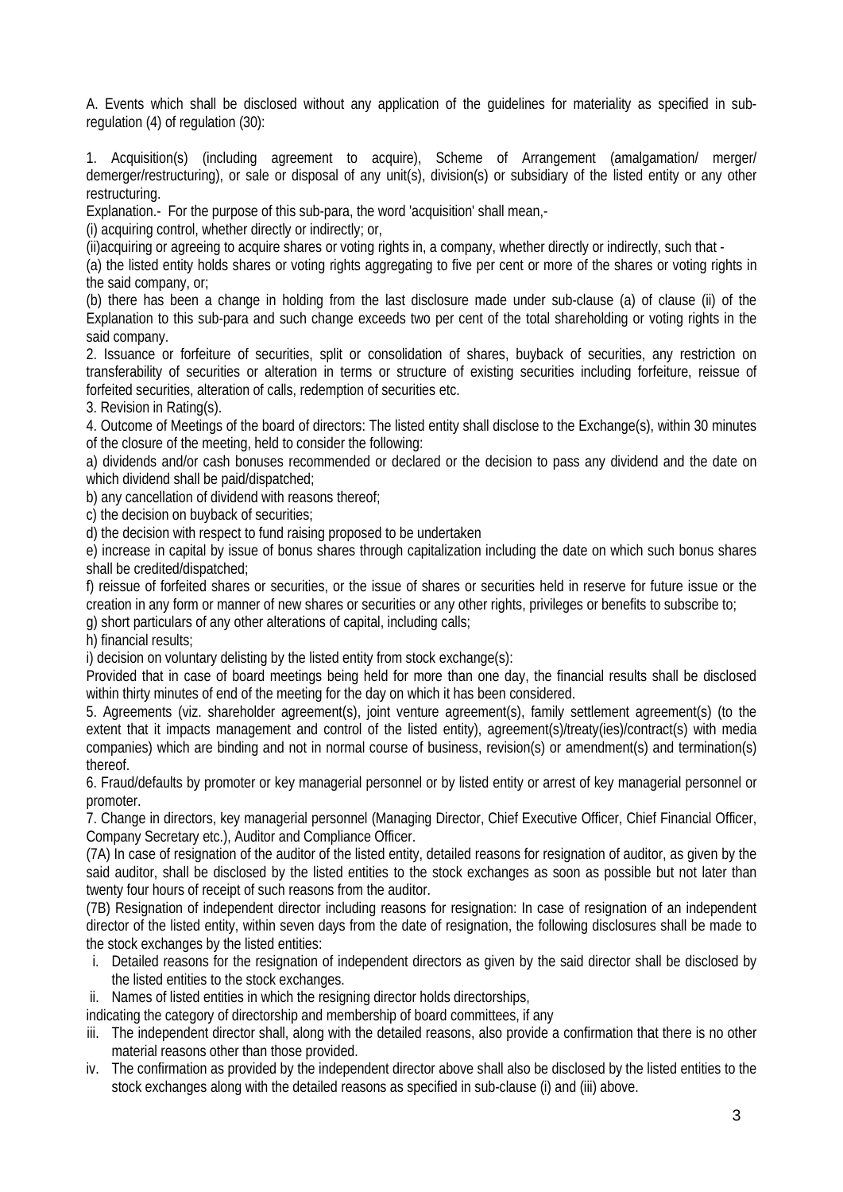A. Events which shall be disclosed without any application of the guidelines for materiality as specified in sub-regulation (4) of regulation (30):

1. Acquisition(s) (including agreement to acquire), Scheme of Arrangement (amalgamation/ merger/ demerger/restructuring), or sale or disposal of any unit(s), division(s) or subsidiary of the listed entity or any other restructuring.

Explanation.- For the purpose of this sub-para, the word 'acquisition' shall mean,-

(i) acquiring control, whether directly or indirectly; or,

(ii)acquiring or agreeing to acquire shares or voting rights in, a company, whether directly or indirectly, such that -

(a) the listed entity holds shares or voting rights aggregating to five per cent or more of the shares or voting rights in the said company, or;

(b) there has been a change in holding from the last disclosure made under sub-clause (a) of clause (ii) of the Explanation to this sub-para and such change exceeds two per cent of the total shareholding or voting rights in the said company.

2. Issuance or forfeiture of securities, split or consolidation of shares, buyback of securities, any restriction on transferability of securities or alteration in terms or structure of existing securities including forfeiture, reissue of forfeited securities, alteration of calls, redemption of securities etc.

3. Revision in Rating(s).

4. Outcome of Meetings of the board of directors: The listed entity shall disclose to the Exchange(s), within 30 minutes of the closure of the meeting, held to consider the following:

a) dividends and/or cash bonuses recommended or declared or the decision to pass any dividend and the date on which dividend shall be paid/dispatched;

b) any cancellation of dividend with reasons thereof;

c) the decision on buyback of securities;

d) the decision with respect to fund raising proposed to be undertaken

e) increase in capital by issue of bonus shares through capitalization including the date on which such bonus shares shall be credited/dispatched;

f) reissue of forfeited shares or securities, or the issue of shares or securities held in reserve for future issue or the creation in any form or manner of new shares or securities or any other rights, privileges or benefits to subscribe to;

g) short particulars of any other alterations of capital, including calls;

h) financial results;

i) decision on voluntary delisting by the listed entity from stock exchange(s):

Provided that in case of board meetings being held for more than one day, the financial results shall be disclosed within thirty minutes of end of the meeting for the day on which it has been considered.

5. Agreements (viz. shareholder agreement(s), joint venture agreement(s), family settlement agreement(s) (to the extent that it impacts management and control of the listed entity), agreement(s)/treaty(ies)/contract(s) with media companies) which are binding and not in normal course of business, revision(s) or amendment(s) and termination(s) thereof.

6. Fraud/defaults by promoter or key managerial personnel or by listed entity or arrest of key managerial personnel or promoter.

7. Change in directors, key managerial personnel (Managing Director, Chief Executive Officer, Chief Financial Officer, Company Secretary etc.), Auditor and Compliance Officer.

(7A) In case of resignation of the auditor of the listed entity, detailed reasons for resignation of auditor, as given by the said auditor, shall be disclosed by the listed entities to the stock exchanges as soon as possible but not later than twenty four hours of receipt of such reasons from the auditor.

(7B) Resignation of independent director including reasons for resignation: In case of resignation of an independent director of the listed entity, within seven days from the date of resignation, the following disclosures shall be made to the stock exchanges by the listed entities:

i. Detailed reasons for the resignation of independent directors as given by the said director shall be disclosed by the listed entities to the stock exchanges.

ii. Names of listed entities in which the resigning director holds directorships,

indicating the category of directorship and membership of board committees, if any

iii. The independent director shall, along with the detailed reasons, also provide a confirmation that there is no other material reasons other than those provided.

iv. The confirmation as provided by the independent director above shall also be disclosed by the listed entities to the stock exchanges along with the detailed reasons as specified in sub-clause (i) and (iii) above.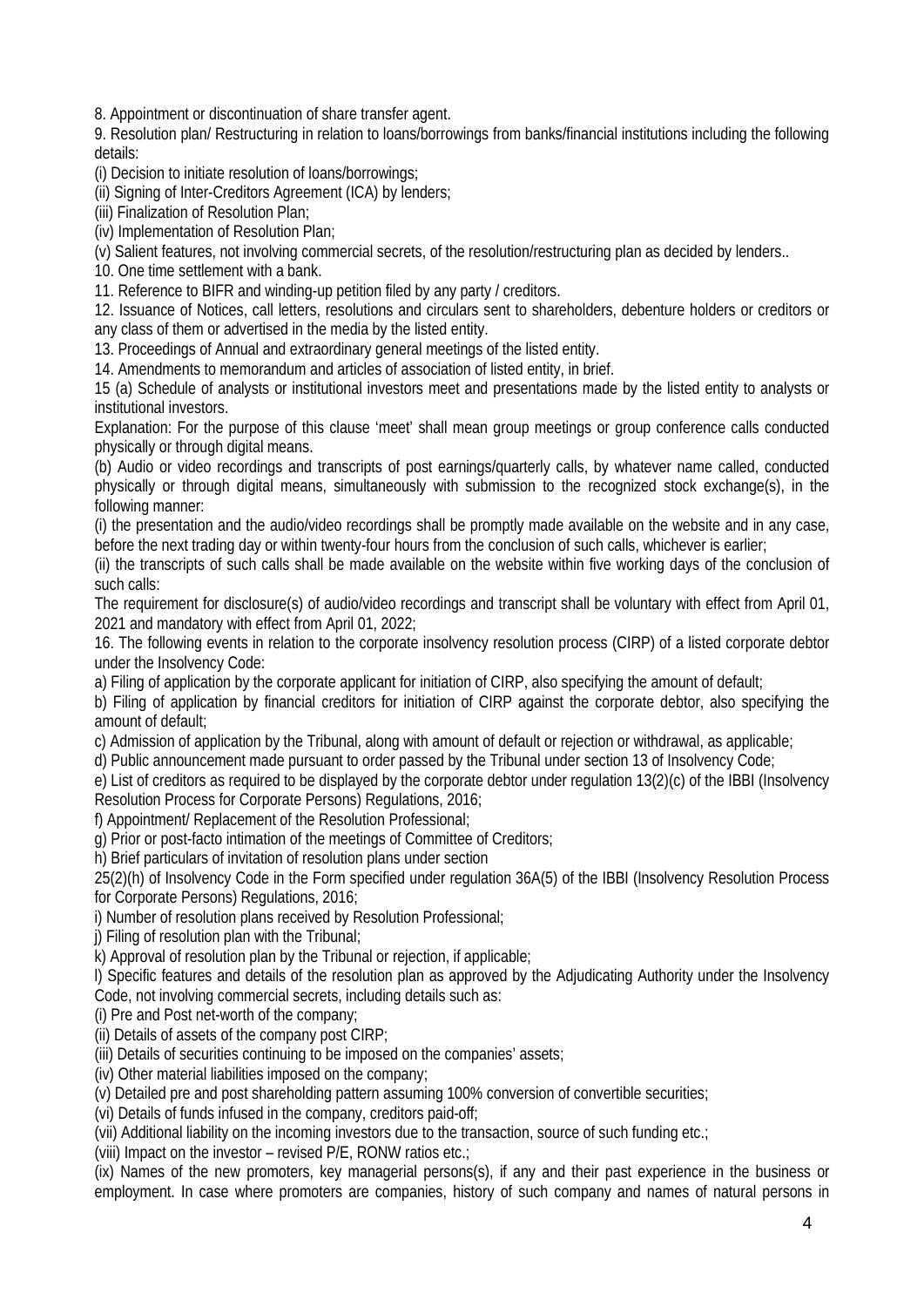8. Appointment or discontinuation of share transfer agent.

9. Resolution plan/ Restructuring in relation to loans/borrowings from banks/financial institutions including the following details:

(i) Decision to initiate resolution of loans/borrowings;

(ii) Signing of Inter-Creditors Agreement (ICA) by lenders;

(iii) Finalization of Resolution Plan;

(iv) Implementation of Resolution Plan;

(v) Salient features, not involving commercial secrets, of the resolution/restructuring plan as decided by lenders..

10. One time settlement with a bank.

11. Reference to BIFR and winding-up petition filed by any party / creditors.

12. Issuance of Notices, call letters, resolutions and circulars sent to shareholders, debenture holders or creditors or any class of them or advertised in the media by the listed entity.

13. Proceedings of Annual and extraordinary general meetings of the listed entity.

14. Amendments to memorandum and articles of association of listed entity, in brief.

15 (a) Schedule of analysts or institutional investors meet and presentations made by the listed entity to analysts or institutional investors.

Explanation: For the purpose of this clause 'meet' shall mean group meetings or group conference calls conducted physically or through digital means.

(b) Audio or video recordings and transcripts of post earnings/quarterly calls, by whatever name called, conducted physically or through digital means, simultaneously with submission to the recognized stock exchange(s), in the following manner:

(i) the presentation and the audio/video recordings shall be promptly made available on the website and in any case, before the next trading day or within twenty-four hours from the conclusion of such calls, whichever is earlier;

(ii) the transcripts of such calls shall be made available on the website within five working days of the conclusion of such calls:

The requirement for disclosure(s) of audio/video recordings and transcript shall be voluntary with effect from April 01, 2021 and mandatory with effect from April 01, 2022;

16. The following events in relation to the corporate insolvency resolution process (CIRP) of a listed corporate debtor under the Insolvency Code:

a) Filing of application by the corporate applicant for initiation of CIRP, also specifying the amount of default;

b) Filing of application by financial creditors for initiation of CIRP against the corporate debtor, also specifying the amount of default;

c) Admission of application by the Tribunal, along with amount of default or rejection or withdrawal, as applicable;

d) Public announcement made pursuant to order passed by the Tribunal under section 13 of Insolvency Code;

e) List of creditors as required to be displayed by the corporate debtor under regulation 13(2)(c) of the IBBI (Insolvency Resolution Process for Corporate Persons) Regulations, 2016;

f) Appointment/ Replacement of the Resolution Professional;

g) Prior or post-facto intimation of the meetings of Committee of Creditors;

h) Brief particulars of invitation of resolution plans under section 25(2)(h) of Insolvency Code in the Form specified under regulation 36A(5) of the IBBI (Insolvency Resolution Process for Corporate Persons) Regulations, 2016;

i) Number of resolution plans received by Resolution Professional;

j) Filing of resolution plan with the Tribunal;

k) Approval of resolution plan by the Tribunal or rejection, if applicable;

l) Specific features and details of the resolution plan as approved by the Adjudicating Authority under the Insolvency Code, not involving commercial secrets, including details such as:

(i) Pre and Post net-worth of the company;

(ii) Details of assets of the company post CIRP;

(iii) Details of securities continuing to be imposed on the companies' assets;

(iv) Other material liabilities imposed on the company;

(v) Detailed pre and post shareholding pattern assuming 100% conversion of convertible securities;

(vi) Details of funds infused in the company, creditors paid-off;

(vii) Additional liability on the incoming investors due to the transaction, source of such funding etc.;

(viii) Impact on the investor – revised P/E, RONW ratios etc.;

(ix) Names of the new promoters, key managerial persons(s), if any and their past experience in the business or employment. In case where promoters are companies, history of such company and names of natural persons in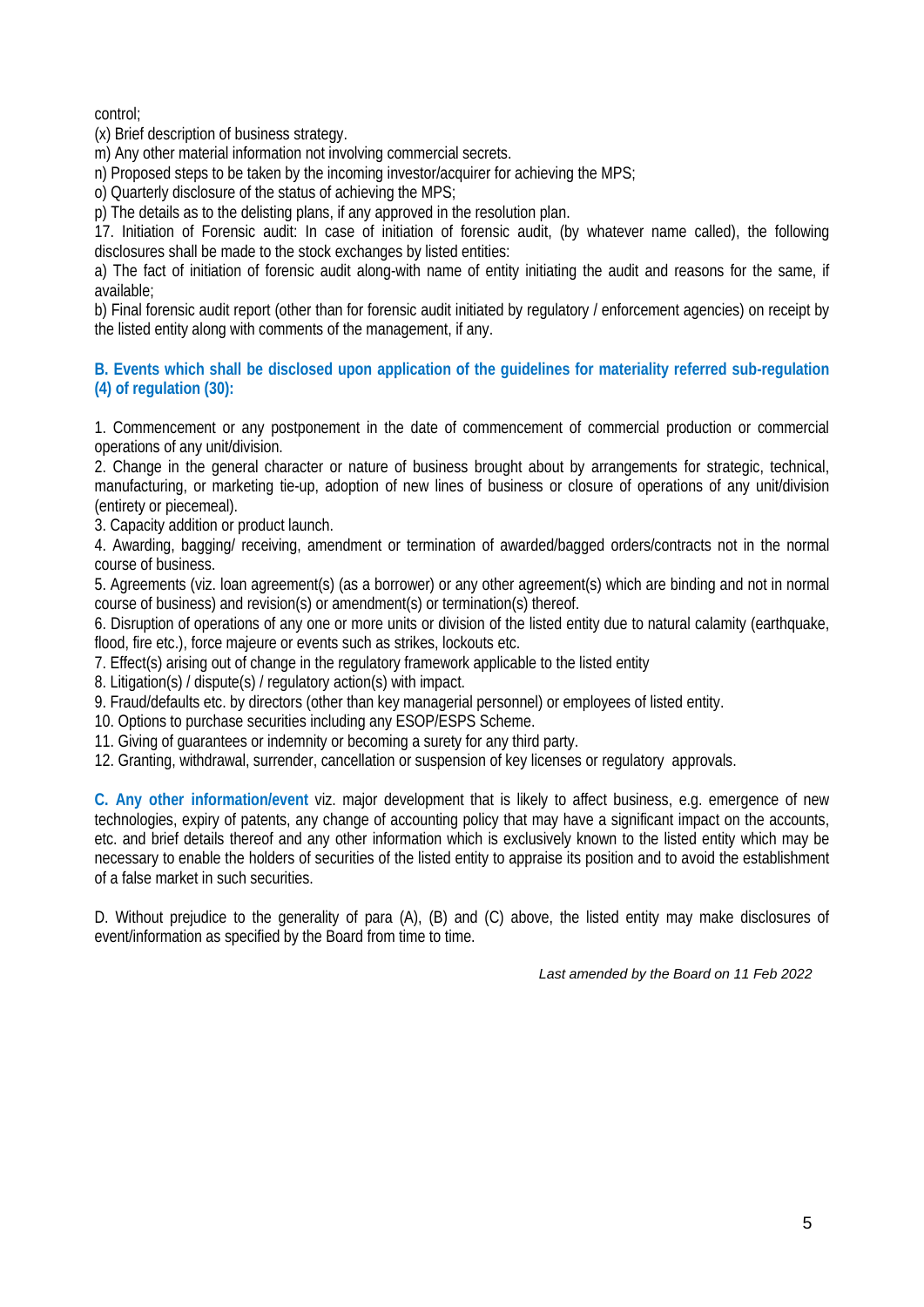control;

(x) Brief description of business strategy.

m) Any other material information not involving commercial secrets.

n) Proposed steps to be taken by the incoming investor/acquirer for achieving the MPS;

o) Quarterly disclosure of the status of achieving the MPS;

p) The details as to the delisting plans, if any approved in the resolution plan.

17. Initiation of Forensic audit: In case of initiation of forensic audit, (by whatever name called), the following disclosures shall be made to the stock exchanges by listed entities:

a) The fact of initiation of forensic audit along-with name of entity initiating the audit and reasons for the same, if available;

b) Final forensic audit report (other than for forensic audit initiated by regulatory / enforcement agencies) on receipt by the listed entity along with comments of the management, if any.

**B. Events which shall be disclosed upon application of the guidelines for materiality referred sub-regulation (4) of regulation (30):**

1. Commencement or any postponement in the date of commencement of commercial production or commercial operations of any unit/division.
2. Change in the general character or nature of business brought about by arrangements for strategic, technical, manufacturing, or marketing tie-up, adoption of new lines of business or closure of operations of any unit/division (entirety or piecemeal).
3. Capacity addition or product launch.
4. Awarding, bagging/ receiving, amendment or termination of awarded/bagged orders/contracts not in the normal course of business.
5. Agreements (viz. loan agreement(s) (as a borrower) or any other agreement(s) which are binding and not in normal course of business) and revision(s) or amendment(s) or termination(s) thereof.
6. Disruption of operations of any one or more units or division of the listed entity due to natural calamity (earthquake, flood, fire etc.), force majeure or events such as strikes, lockouts etc.
7. Effect(s) arising out of change in the regulatory framework applicable to the listed entity
8. Litigation(s) / dispute(s) / regulatory action(s) with impact.
9. Fraud/defaults etc. by directors (other than key managerial personnel) or employees of listed entity.
10. Options to purchase securities including any ESOP/ESPS Scheme.
11. Giving of guarantees or indemnity or becoming a surety for any third party.
12. Granting, withdrawal, surrender, cancellation or suspension of key licenses or regulatory approvals.

**C. Any other information/event** viz. major development that is likely to affect business, e.g. emergence of new technologies, expiry of patents, any change of accounting policy that may have a significant impact on the accounts, etc. and brief details thereof and any other information which is exclusively known to the listed entity which may be necessary to enable the holders of securities of the listed entity to appraise its position and to avoid the establishment of a false market in such securities.

D. Without prejudice to the generality of para (A), (B) and (C) above, the listed entity may make disclosures of event/information as specified by the Board from time to time.

*Last amended by the Board on 11 Feb 2022*